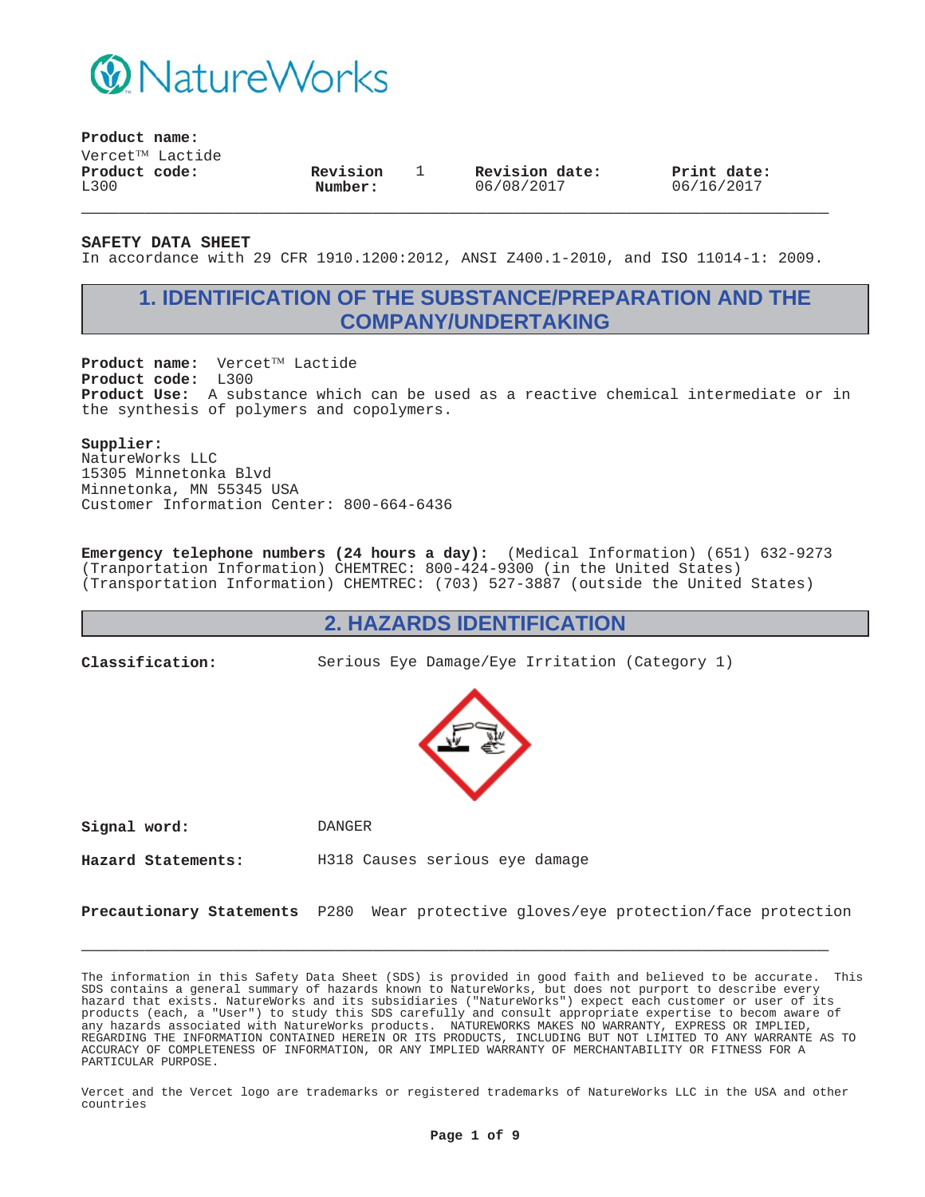NatureWorks

**Product name:**
Vercet™ Lactide

| **Product code:** | **Revision Number:** | | **Revision date:** | **Print date:** |
|---|---|---|---|---|
| L300 | | 1 | 06/08/2017 | 06/16/2017 |

**SAFETY DATA SHEET**
In accordance with 29 CFR 1910.1200:2012, ANSI Z400.1-2010, and ISO 11014-1: 2009.

## 1. IDENTIFICATION OF THE SUBSTANCE/PREPARATION AND THE COMPANY/UNDERTAKING

**Product name:** Vercet™ Lactide
**Product code:** L300
**Product Use:** A substance which can be used as a reactive chemical intermediate or in the synthesis of polymers and copolymers.

**Supplier:**
NatureWorks LLC
15305 Minnetonka Blvd
Minnetonka, MN 55345 USA
Customer Information Center: 800-664-6436

**Emergency telephone numbers (24 hours a day):** (Medical Information) (651) 632-9273
(Tranportation Information) CHEMTREC: 800-424-9300 (in the United States)
(Transportation Information) CHEMTREC: (703) 527-3887 (outside the United States)

## 2. HAZARDS IDENTIFICATION

**Classification:** Serious Eye Damage/Eye Irritation (Category 1)

**Signal word:** DANGER

**Hazard Statements:** H318 Causes serious eye damage

**Precautionary Statements** P280 Wear protective gloves/eye protection/face protection

The information in this Safety Data Sheet (SDS) is provided in good faith and believed to be accurate. This SDS contains a general summary of hazards known to NatureWorks, but does not purport to describe every hazard that exists. NatureWorks and its subsidiaries ("NatureWorks") expect each customer or user of its products (each, a "User") to study this SDS carefully and consult appropriate expertise to becom aware of any hazards associated with NatureWorks products. NATUREWORKS MAKES NO WARRANTY, EXPRESS OR IMPLIED, REGARDING THE INFORMATION CONTAINED HEREIN OR ITS PRODUCTS, INCLUDING BUT NOT LIMITED TO ANY WARRANTE AS TO ACCURACY OF COMPLETENESS OF INFORMATION, OR ANY IMPLIED WARRANTY OF MERCHANTABILITY OR FITNESS FOR A PARTICULAR PURPOSE.

Vercet and the Vercet logo are trademarks or registered trademarks of NatureWorks LLC in the USA and other countries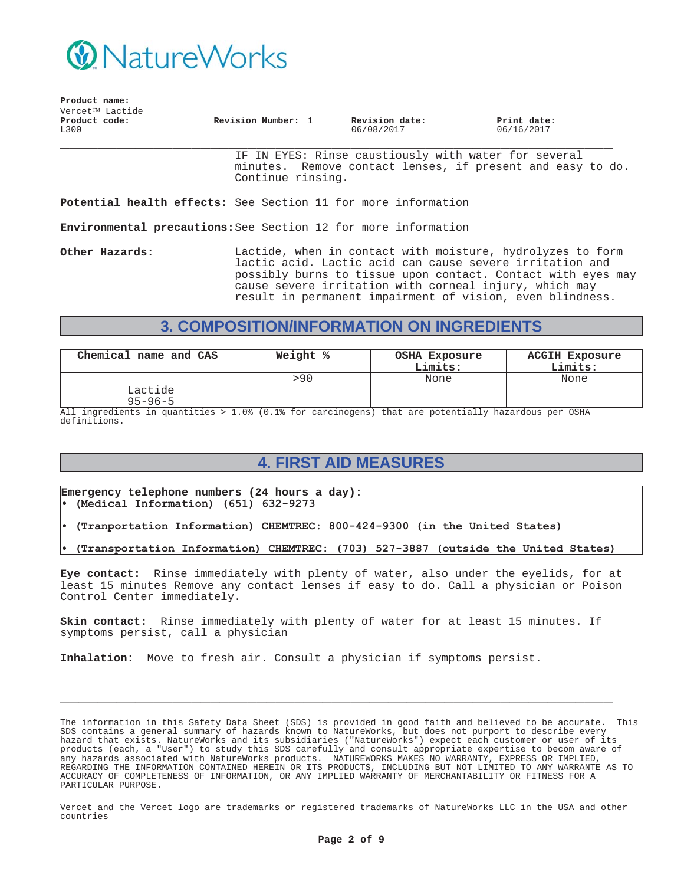IF IN EYES: Rinse caustiously with water for several minutes. Remove contact lenses, if present and easy to do. Continue rinsing.

**Potential health effects:** See Section 11 for more information

**Environmental precautions:** See Section 12 for more information

**Other Hazards:** Lactide, when in contact with moisture, hydrolyzes to form lactic acid. Lactic acid can cause severe irritation and possibly burns to tissue upon contact. Contact with eyes may cause severe irritation with corneal injury, which may result in permanent impairment of vision, even blindness.

## 3. COMPOSITION/INFORMATION ON INGREDIENTS

| Chemical name and CAS | Weight % | OSHA Exposure Limits: | ACGIH Exposure Limits: |
|---|---|---|---|
| Lactide 95-96-5 | >90 | None | None |

All ingredients in quantities > 1.0% (0.1% for carcinogens) that are potentially hazardous per OSHA definitions.

## 4. FIRST AID MEASURES

**Emergency telephone numbers (24 hours a day):**

- **(Medical Information) (651) 632-9273**
- **(Tranportation Information) CHEMTREC: 800-424-9300 (in the United States)**
- **(Transportation Information) CHEMTREC: (703) 527-3887 (outside the United States)**

**Eye contact:** Rinse immediately with plenty of water, also under the eyelids, for at least 15 minutes Remove any contact lenses if easy to do. Call a physician or Poison Control Center immediately.

**Skin contact:** Rinse immediately with plenty of water for at least 15 minutes. If symptoms persist, call a physician

**Inhalation:** Move to fresh air. Consult a physician if symptoms persist.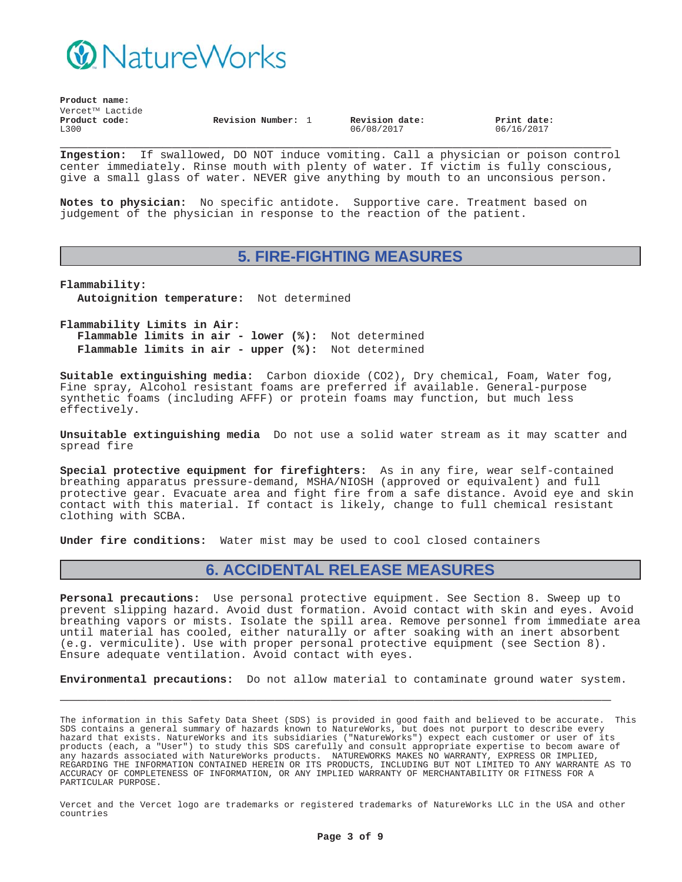**Ingestion:** If swallowed, DO NOT induce vomiting. Call a physician or poison control center immediately. Rinse mouth with plenty of water. If victim is fully conscious, give a small glass of water. NEVER give anything by mouth to an unconsious person.

**Notes to physician:** No specific antidote. Supportive care. Treatment based on judgement of the physician in response to the reaction of the patient.

## 5. FIRE-FIGHTING MEASURES

**Flammability:**

**Autoignition temperature:** Not determined

**Flammability Limits in Air:**

**Flammable limits in air - lower (%):** Not determined
**Flammable limits in air - upper (%):** Not determined

**Suitable extinguishing media:** Carbon dioxide (CO2), Dry chemical, Foam, Water fog, Fine spray, Alcohol resistant foams are preferred if available. General-purpose synthetic foams (including AFFF) or protein foams may function, but much less effectively.

**Unsuitable extinguishing media** Do not use a solid water stream as it may scatter and spread fire

**Special protective equipment for firefighters:** As in any fire, wear self-contained breathing apparatus pressure-demand, MSHA/NIOSH (approved or equivalent) and full protective gear. Evacuate area and fight fire from a safe distance. Avoid eye and skin contact with this material. If contact is likely, change to full chemical resistant clothing with SCBA.

**Under fire conditions:** Water mist may be used to cool closed containers

## 6. ACCIDENTAL RELEASE MEASURES

**Personal precautions:** Use personal protective equipment. See Section 8. Sweep up to prevent slipping hazard. Avoid dust formation. Avoid contact with skin and eyes. Avoid breathing vapors or mists. Isolate the spill area. Remove personnel from immediate area until material has cooled, either naturally or after soaking with an inert absorbent (e.g. vermiculite). Use with proper personal protective equipment (see Section 8). Ensure adequate ventilation. Avoid contact with eyes.

**Environmental precautions:** Do not allow material to contaminate ground water system.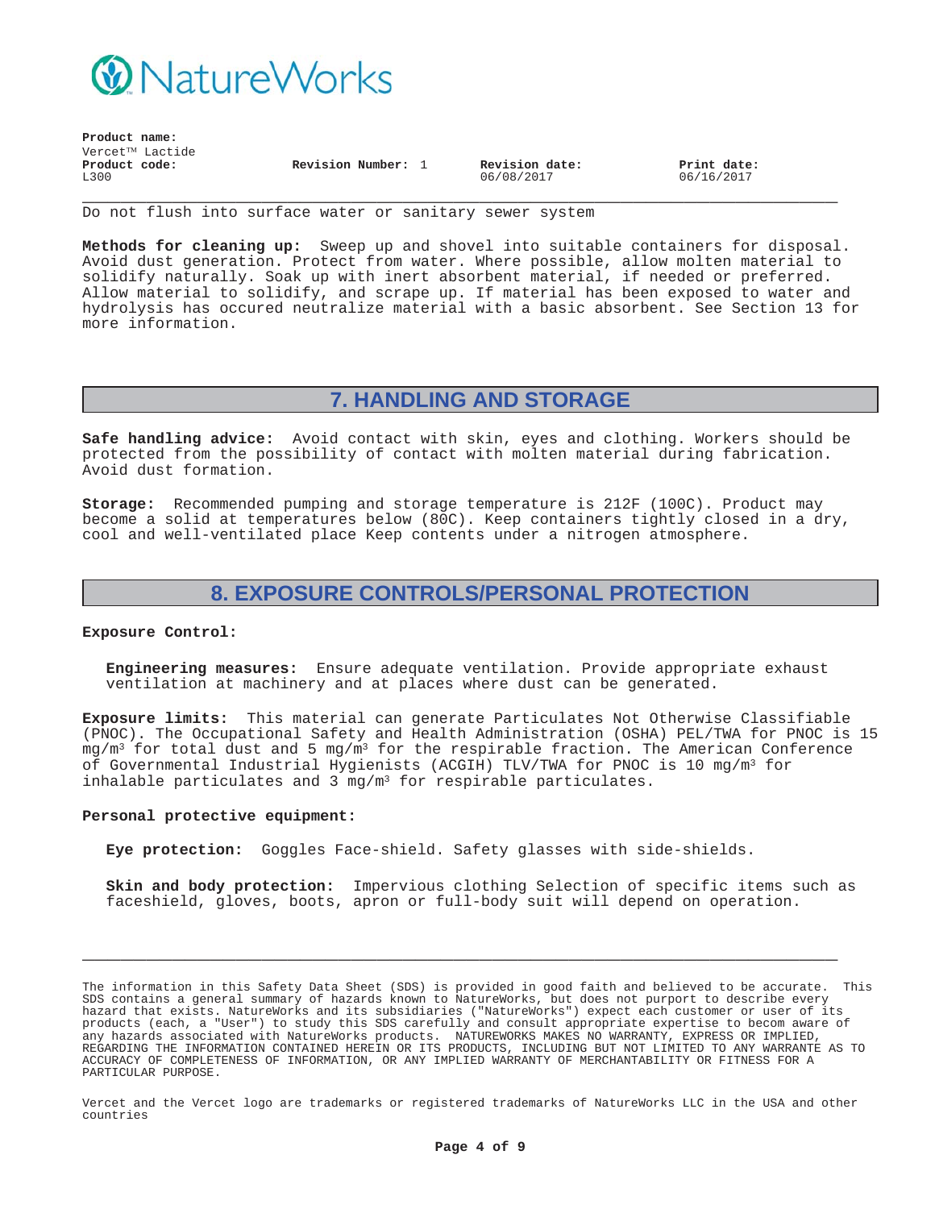Do not flush into surface water or sanitary sewer system

**Methods for cleaning up:** Sweep up and shovel into suitable containers for disposal. Avoid dust generation. Protect from water. Where possible, allow molten material to solidify naturally. Soak up with inert absorbent material, if needed or preferred. Allow material to solidify, and scrape up. If material has been exposed to water and hydrolysis has occured neutralize material with a basic absorbent. See Section 13 for more information.

## 7. HANDLING AND STORAGE

**Safe handling advice:** Avoid contact with skin, eyes and clothing. Workers should be protected from the possibility of contact with molten material during fabrication. Avoid dust formation.

**Storage:** Recommended pumping and storage temperature is 212F (100C). Product may become a solid at temperatures below (80C). Keep containers tightly closed in a dry, cool and well-ventilated place Keep contents under a nitrogen atmosphere.

## 8. EXPOSURE CONTROLS/PERSONAL PROTECTION

**Exposure Control:**

**Engineering measures:** Ensure adequate ventilation. Provide appropriate exhaust ventilation at machinery and at places where dust can be generated.

**Exposure limits:** This material can generate Particulates Not Otherwise Classifiable (PNOC). The Occupational Safety and Health Administration (OSHA) PEL/TWA for PNOC is 15 $mg/m^3$ for total dust and 5 $mg/m^3$ for the respirable fraction. The American Conference of Governmental Industrial Hygienists (ACGIH) TLV/TWA for PNOC is 10 $mg/m^3$ for inhalable particulates and 3 $mg/m^3$ for respirable particulates.

**Personal protective equipment:**

**Eye protection:** Goggles Face-shield. Safety glasses with side-shields.

**Skin and body protection:** Impervious clothing Selection of specific items such as faceshield, gloves, boots, apron or full-body suit will depend on operation.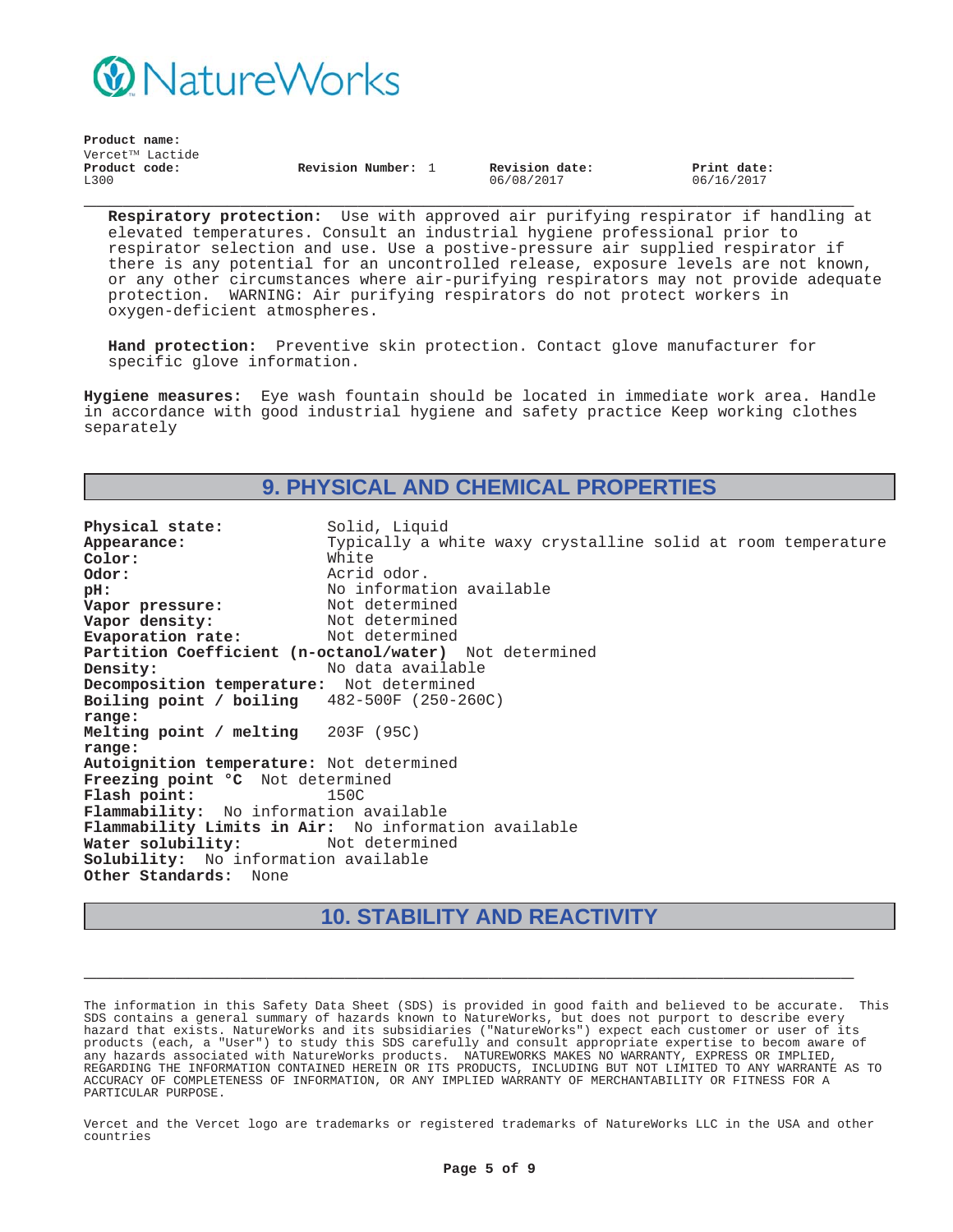**Respiratory protection:** Use with approved air purifying respirator if handling at elevated temperatures. Consult an industrial hygiene professional prior to respirator selection and use. Use a postive-positive air supplied respirator if there is any potential for an uncontrolled release, exposure levels are not known, or any other circumstances where air-purifying respirators may not provide adequate protection. WARNING: Air purifying respirators do not protect workers in oxygen-deficient atmospheres.

**Hand protection:** Preventive skin protection. Contact glove manufacturer for specific glove information.

**Hygiene measures:** Eye wash fountain should be located in immediate work area. Handle in accordance with good industrial hygiene and safety practice Keep working clothes separately

## 9. PHYSICAL AND CHEMICAL PROPERTIES

**Physical state:** Solid, Liquid
**Appearance:** Typically a white waxy crystalline solid at room temperature
**Color:** White
**Odor:** Acrid odor.
**pH:** No information available
**Vapor pressure:** Not determined
**Vapor density:** Not determined
**Evaporation rate:** Not determined
**Partition Coefficient (n-octanol/water)** Not determined
**Density:** No data available
**Decomposition temperature:** Not determined
**Boiling point / boiling range:** 482-500F (250-260C)
**Melting point / melting range:** 203F (95C)
**Autoignition temperature:** Not determined
**Freezing point °C** Not determined
**Flash point:** 150C
**Flammability:** No information available
**Flammability Limits in Air:** No information available
**Water solubility:** Not determined
**Solubility:** No information available
**Other Standards:** None

## 10. STABILITY AND REACTIVITY

---

The information in this Safety Data Sheet (SDS) is provided in good faith and believed to be accurate. This SDS contains a general summary of hazards known to NatureWorks, but does not purport to describe every hazard that exists. NatureWorks and its subsidiaries ("NatureWorks") expect each customer or user of its products (each, a "User") to study this SDS carefully and consult appropriate expertise to becom aware of any hazards associated with NatureWorks products. NATUREWORKS MAKES NO WARRANTY, EXPRESS OR IMPLIED, REGARDING THE INFORMATION CONTAINED HEREIN OR ITS PRODUCTS, INCLUDING BUT NOT LIMITED TO ANY WARRANTE AS TO ACCURACY OF COMPLETENESS OF INFORMATION, OR ANY IMPLIED WARRANTY OF MERCHANTABILITY OR FITNESS FOR A PARTICULAR PURPOSE.

Vercet and the Vercet logo are trademarks or registered trademarks of NatureWorks LLC in the USA and other countries

**Respiratory protection:** Use with approved air purifying respirator if handling at elevated temperatures. Consult an industrial hygiene professional prior to respirator selection and use. Use a postive-pressure air supplied respirator if there is any potential for an uncontrolled release, exposure levels are not known, or any other circumstances where air-purifying respirators may not provide adequate protection. WARNING: Air purifying respirators do not protect workers in oxygen-deficient atmospheres.

**Hand protection:** Preventive skin protection. Contact glove manufacturer for specific glove information.

**Hygiene measures:** Eye wash fountain should be located in immediate work area. Handle in accordance with good industrial hygiene and safety practice Keep working clothes separately

## 9. PHYSICAL AND CHEMICAL PROPERTIES

**Physical state:** Solid, Liquid
**Appearance:** Typically a white waxy crystalline solid at room temperature
**Color:** White
**Odor:** Acrid odor.
**pH:** No information available
**Vapor pressure:** Not determined
**Vapor density:** Not determined
**Evaporation rate:** Not determined
**Partition Coefficient (n-octanol/water)** Not determined
**Density:** No data available
**Decomposition temperature:** Not determined
**Boiling point / boiling range:** 482-500F (250-260C)
**Melting point / melting range:** 203F (95C)
**Autoignition temperature:** Not determined
**Freezing point °C** Not determined
**Flash point:** 150C
**Flammability:** No information available
**Flammability Limits in Air:** No information available
**Water solubility:** Not determined
**Solubility:** No information available
**Other Standards:** None

## 10. STABILITY AND REACTIVITY

---

The information in this Safety Data Sheet (SDS) is provided in good faith and believed to be accurate. This SDS contains a general summary of hazards known to NatureWorks, but does not purport to describe every hazard that exists. NatureWorks and its subsidiaries ("NatureWorks") expect each customer or user of its products (each, a "User") to study this SDS carefully and consult appropriate expertise to becom aware of any hazards associated with NatureWorks products. NATUREWORKS MAKES NO WARRANTY, EXPRESS OR IMPLIED, REGARDING THE INFORMATION CONTAINED HEREIN OR ITS PRODUCTS, INCLUDING BUT NOT LIMITED TO ANY WARRANTE AS TO ACCURACY OF COMPLETENESS OF INFORMATION, OR ANY IMPLIED WARRANTY OF MERCHANTABILITY OR FITNESS FOR A PARTICULAR PURPOSE.

Vercet and the Vercet logo are trademarks or registered trademarks of NatureWorks LLC in the USA and other countries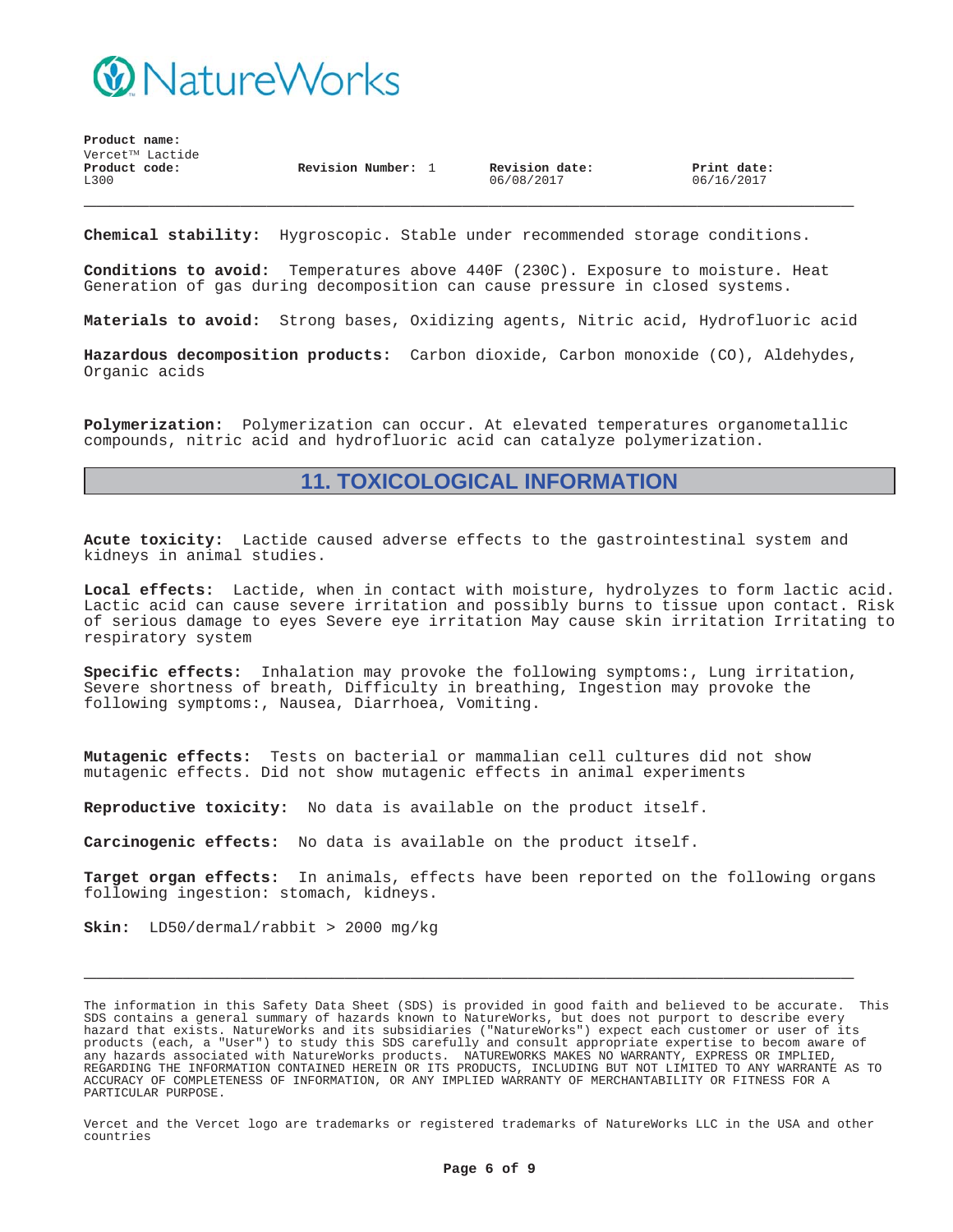**Product name:**
Vercet™ Lactide
**Product code:**
L300

**Revision Number:** 1

**Revision date:**
06/08/2017

**Print date:**
06/16/2017

---

**Chemical stability:** Hygroscopic. Stable under recommended storage conditions.

**Conditions to avoid:** Temperatures above 440F (230C). Exposure to moisture. Heat Generation of gas during decomposition can cause pressure in closed systems.

**Materials to avoid:** Strong bases, Oxidizing agents, Nitric acid, Hydrofluoric acid

**Hazardous decomposition products:** Carbon dioxide, Carbon monoxide (CO), Aldehydes, Organic acids

**Polymerization:** Polymerization can occur. At elevated temperatures organometallic compounds, nitric acid and hydrofluoric acid can catalyze polymerization.

## 11. TOXICOLOGICAL INFORMATION

**Acute toxicity:** Lactide caused adverse effects to the gastrointestinal system and kidneys in animal studies.

**Local effects:** Lactide, when in contact with moisture, hydrolyzes to form lactic acid. Lactic acid can cause severe irritation and possibly burns to tissue upon contact. Risk of serious damage to eyes Severe eye irritation May cause skin irritation Irritating to respiratory system

**Specific effects:** Inhalation may provoke the following symptoms:, Lung irritation, Severe shortness of breath, Difficulty in breathing, Ingestion may provoke the following symptoms:, Nausea, Diarrhoea, Vomiting.

**Mutagenic effects:** Tests on bacterial or mammalian cell cultures did not show mutagenic effects. Did not show mutagenic effects in animal experiments

**Reproductive toxicity:** No data is available on the product itself.

**Carcinogenic effects:** No data is available on the product itself.

**Target organ effects:** In animals, effects have been reported on the following organs following ingestion: stomach, kidneys.

**Skin:** LD50/dermal/rabbit > 2000 mg/kg

---

The information in this Safety Data Sheet (SDS) is provided in good faith and believed to be accurate. This SDS contains a general summary of hazards known to NatureWorks, but does not purport to describe every hazard that exists. NatureWorks and its subsidiaries ("NatureWorks") expect each customer or user of its products (each, a "User") to study this SDS carefully and consult appropriate expertise to becom aware of any hazards associated with NatureWorks products. NATUREWORKS MAKES NO WARRANTY, EXPRESS OR IMPLIED, REGARDING THE INFORMATION CONTAINED HEREIN OR ITS PRODUCTS, INCLUDING BUT NOT LIMITED TO ANY WARRANTE AS TO ACCURACY OF COMPLETENESS OF INFORMATION, OR ANY IMPLIED WARRANTY OF MERCHANTABILITY OR FITNESS FOR A PARTICULAR PURPOSE.

Vercet and the Vercet logo are trademarks or registered trademarks of NatureWorks LLC in the USA and other countries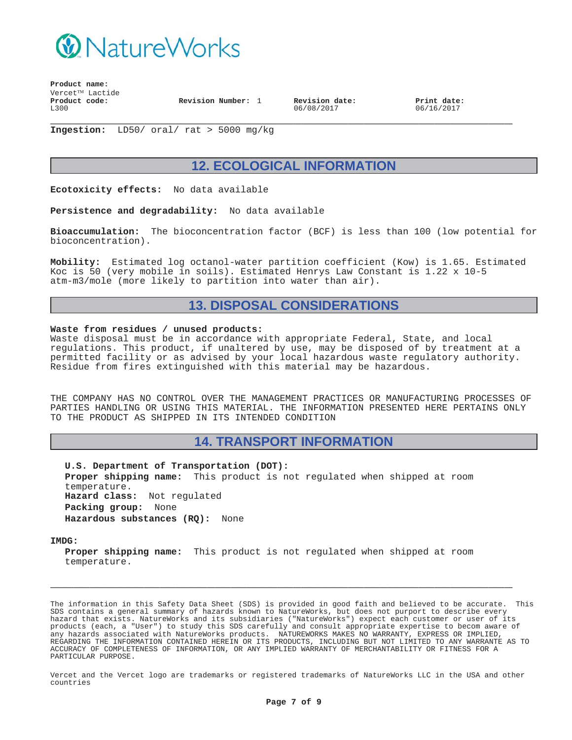**Ingestion:** LD50/ oral/ rat > 5000 mg/kg

## 12. ECOLOGICAL INFORMATION

**Ecotoxicity effects:** No data available

**Persistence and degradability:** No data available

**Bioaccumulation:** The bioconcentration factor (BCF) is less than 100 (low potential for bioconcentration).

**Mobility:** Estimated log octanol-water partition coefficient (Kow) is 1.65. Estimated Koc is 50 (very mobile in soils). Estimated Henrys Law Constant is 1.22 x 10-5 atm-m3/mole (more likely to partition into water than air).

## 13. DISPOSAL CONSIDERATIONS

**Waste from residues / unused products:**
Waste disposal must be in accordance with appropriate Federal, State, and local regulations. This product, if unaltered by use, may be disposed of by treatment at a permitted facility or as advised by your local hazardous waste regulatory authority. Residue from fires extinguished with this material may be hazardous.

THE COMPANY HAS NO CONTROL OVER THE MANAGEMENT PRACTICES OR MANUFACTURING PROCESSES OF PARTIES HANDLING OR USING THIS MATERIAL. THE INFORMATION PRESENTED HERE PERTAINS ONLY TO THE PRODUCT AS SHIPPED IN ITS INTENDED CONDITION

## 14. TRANSPORT INFORMATION

**U.S. Department of Transportation (DOT):**
**Proper shipping name:** This product is not regulated when shipped at room temperature.
**Hazard class:** Not regulated
**Packing group:** None
**Hazardous substances (RQ):** None

**IMDG:**
**Proper shipping name:** This product is not regulated when shipped at room temperature.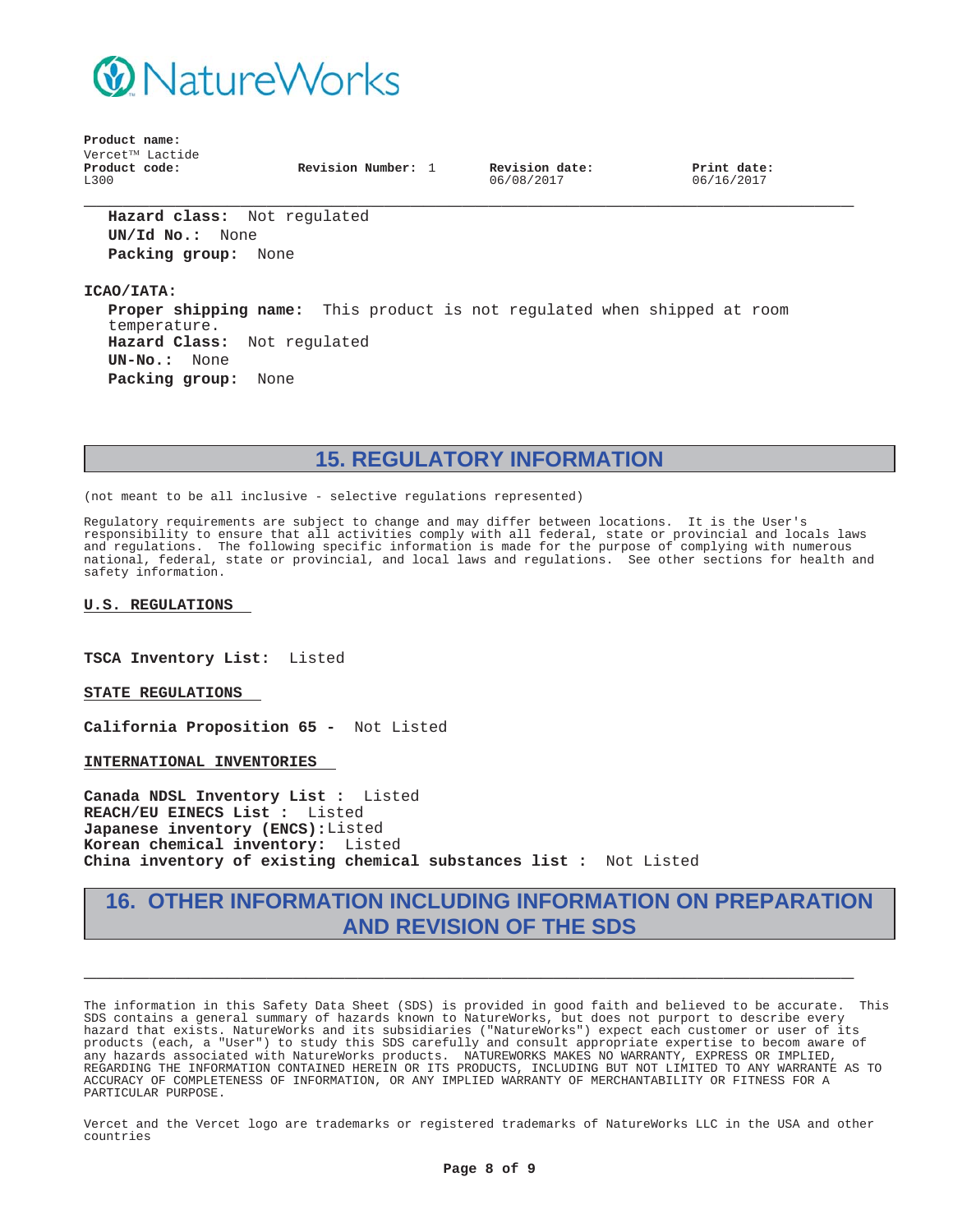**Hazard class:** Not regulated
**UN/Id No.:** None
**Packing group:** None

**ICAO/IATA:**

**Proper shipping name:** This product is not regulated when shipped at room temperature.
**Hazard Class:** Not regulated
**UN-No.:** None
**Packing group:** None

## 15. REGULATORY INFORMATION

(not meant to be all inclusive - selective regulations represented)

Regulatory requirements are subject to change and may differ between locations. It is the User's responsibility to ensure that all activities comply with all federal, state or provincial and locals laws and regulations. The following specific information is made for the purpose of complying with numerous national, federal, state or provincial, and local laws and regulations. See other sections for health and safety information.

### U.S. REGULATIONS

**TSCA Inventory List:** Listed

### STATE REGULATIONS

**California Proposition 65 -** Not Listed

### INTERNATIONAL INVENTORIES

**Canada NDSL Inventory List :** Listed
**REACH/EU EINECS List :** Listed
**Japanese inventory (ENCS):** Listed
**Korean chemical inventory:** Listed
**China inventory of existing chemical substances list :** Not Listed

## 16. OTHER INFORMATION INCLUDING INFORMATION ON PREPARATION AND REVISION OF THE SDS

The information in this Safety Data Sheet (SDS) is provided in good faith and believed to be accurate. This SDS contains a general summary of hazards known to NatureWorks, but does not purport to describe every hazard that exists. NatureWorks and its subsidiaries ("NatureWorks") expect each customer or user of its products (each, a "User") to study this SDS carefully and consult appropriate expertise to becom aware of any hazards associated with NatureWorks products. NATUREWORKS MAKES NO WARRANTY, EXPRESS OR IMPLIED, REGARDING THE INFORMATION CONTAINED HEREIN OR ITS PRODUCTS, INCLUDING BUT NOT LIMITED TO ANY WARRANTY AS TO ACCURACY OF COMPLETENESS OF INFORMATION, OR ANY IMPLIED WARRANTY OF MERCHANTABILITY OR FITNESS FOR A PARTICULAR PURPOSE.

Vercet and the Vercet logo are trademarks or registered trademarks of NatureWorks LLC in the USA and other countries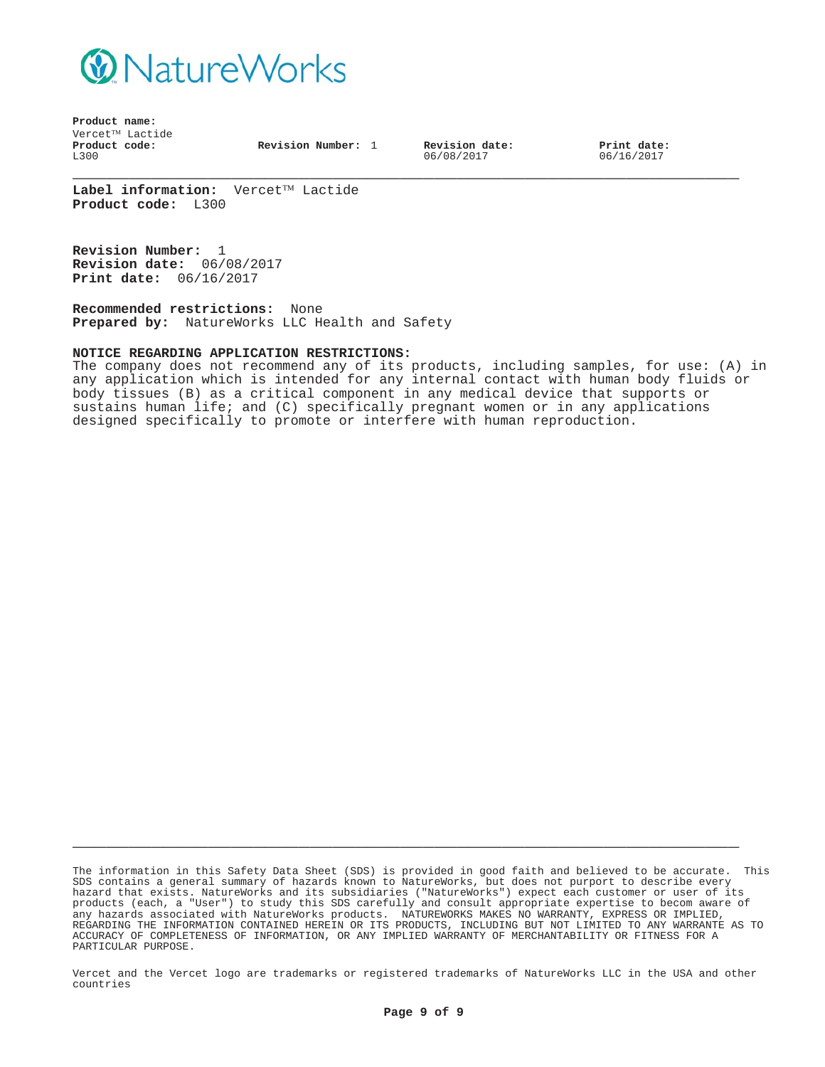**Label information:** Vercet™ Lactide
**Product code:** L300

**Revision Number:** 1
**Revision date:** 06/08/2017
**Print date:** 06/16/2017

**Recommended restrictions:** None
**Prepared by:** NatureWorks LLC Health and Safety

**NOTICE REGARDING APPLICATION RESTRICTIONS:**
The company does not recommend any of its products, including samples, for use: (A) in any application which is intended for any internal contact with human body fluids or body tissues (B) as a critical component in any medical device that supports or sustains human life; and (C) specifically pregnant women or in any applications designed specifically to promote or interfere with human reproduction.

---

The information in this Safety Data Sheet (SDS) is provided in good faith and believed to be accurate. This SDS contains a general summary of hazards known to NatureWorks, but does not purport to describe every hazard that exists. NatureWorks and its subsidiaries ("NatureWorks") expect each customer or user of its products (each, a "User") to study this SDS carefully and consult appropriate expertise to becom aware of any hazards associated with NatureWorks products. NATUREWORKS MAKES NO WARRANTY, EXPRESS OR IMPLIED, REGARDING THE INFORMATION CONTAINED HEREIN OR ITS PRODUCTS, INCLUDING BUT NOT LIMITED TO ANY WARRANTE AS TO ACCURACY OF COMPLETENESS OF INFORMATION, OR ANY IMPLIED WARRANTY OF MERCHANTABILITY OR FITNESS FOR A PARTICULAR PURPOSE.

Vercet and the Vercet logo are trademarks or registered trademarks of NatureWorks LLC in the USA and other countries